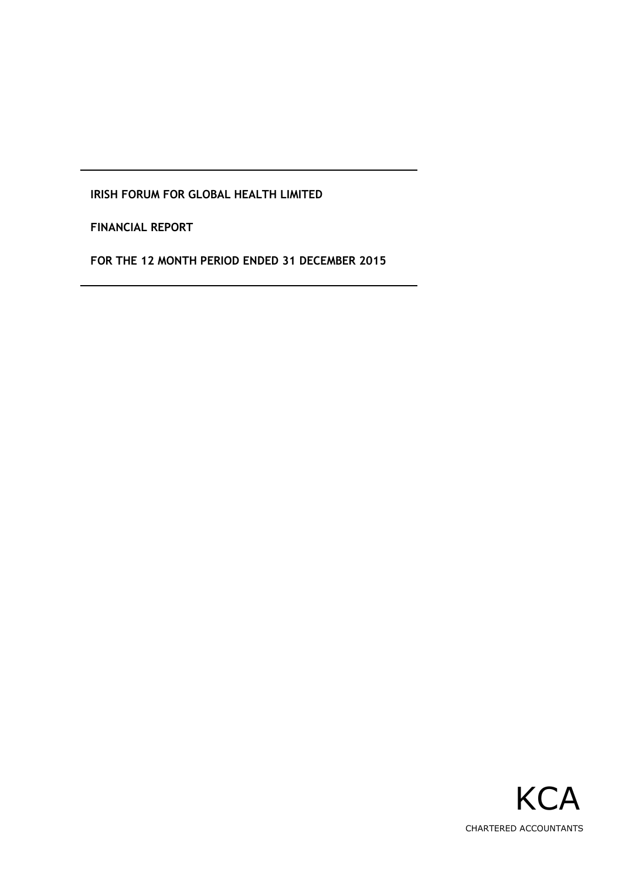---

**IRISH FORUM FOR GLOBAL HEALTH LIMITED**

**FINANCIAL REPORT**

**FOR THE 12 MONTH PERIOD ENDED 31 DECEMBER 2015**

---

KCA

CHARTERED ACCOUNTANTS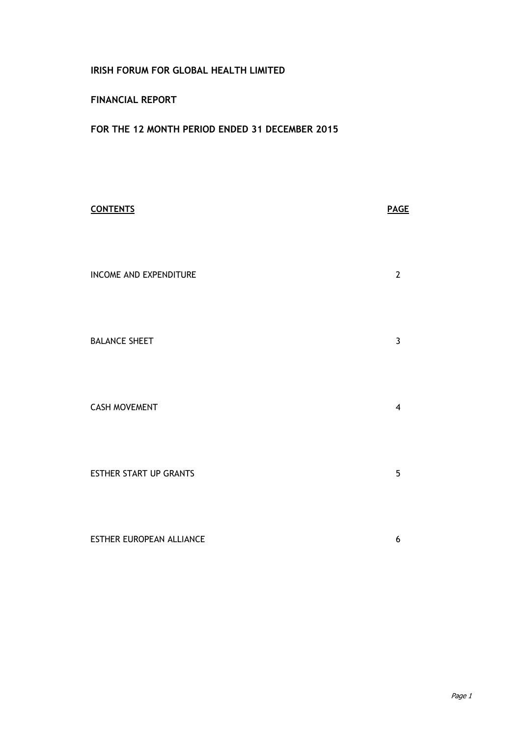**IRISH FORUM FOR GLOBAL HEALTH LIMITED**

**FINANCIAL REPORT**

**FOR THE 12 MONTH PERIOD ENDED 31 DECEMBER 2015**

| **CONTENTS** | **PAGE** |
|---|---|
| INCOME AND EXPENDITURE | 2 |
| BALANCE SHEET | 3 |
| CASH MOVEMENT | 4 |
| ESTHER START UP GRANTS | 5 |
| ESTHER EUROPEAN ALLIANCE | 6 |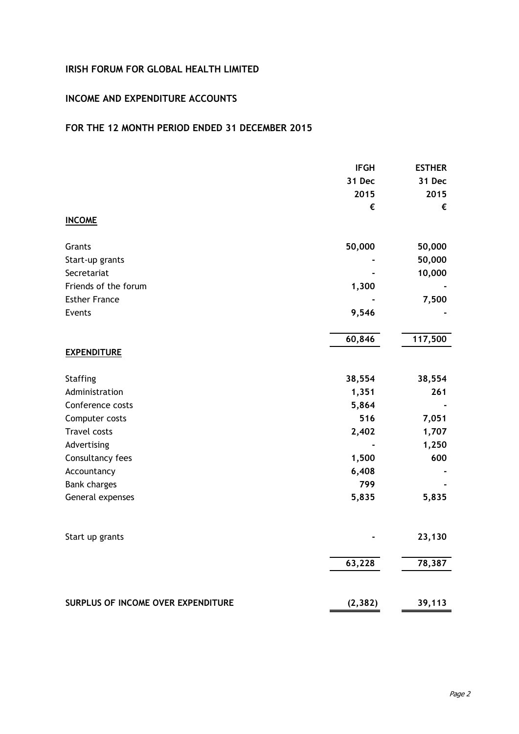# IRISH FORUM FOR GLOBAL HEALTH LIMITED

## INCOME AND EXPENDITURE ACCOUNTS

## FOR THE 12 MONTH PERIOD ENDED 31 DECEMBER 2015

| | IFGH 31 Dec 2015 € | ESTHER 31 Dec 2015 € |
|---|---|---|
| **INCOME** | | |
| Grants | 50,000 | 50,000 |
| Start-up grants | - | 50,000 |
| Secretariat | - | 10,000 |
| Friends of the forum | 1,300 | - |
| Esther France | - | 7,500 |
| Events | 9,546 | - |
| | 60,846 | 117,500 |
| **EXPENDITURE** | | |
| Staffing | 38,554 | 38,554 |
| Administration | 1,351 | 261 |
| Conference costs | 5,864 | - |
| Computer costs | 516 | 7,051 |
| Travel costs | 2,402 | 1,707 |
| Advertising | - | 1,250 |
| Consultancy fees | 1,500 | 600 |
| Accountancy | 6,408 | - |
| Bank charges | 799 | - |
| General expenses | 5,835 | 5,835 |
| Start up grants | - | 23,130 |
| | 63,228 | 78,387 |
| **SURPLUS OF INCOME OVER EXPENDITURE** | (2,382) | 39,113 |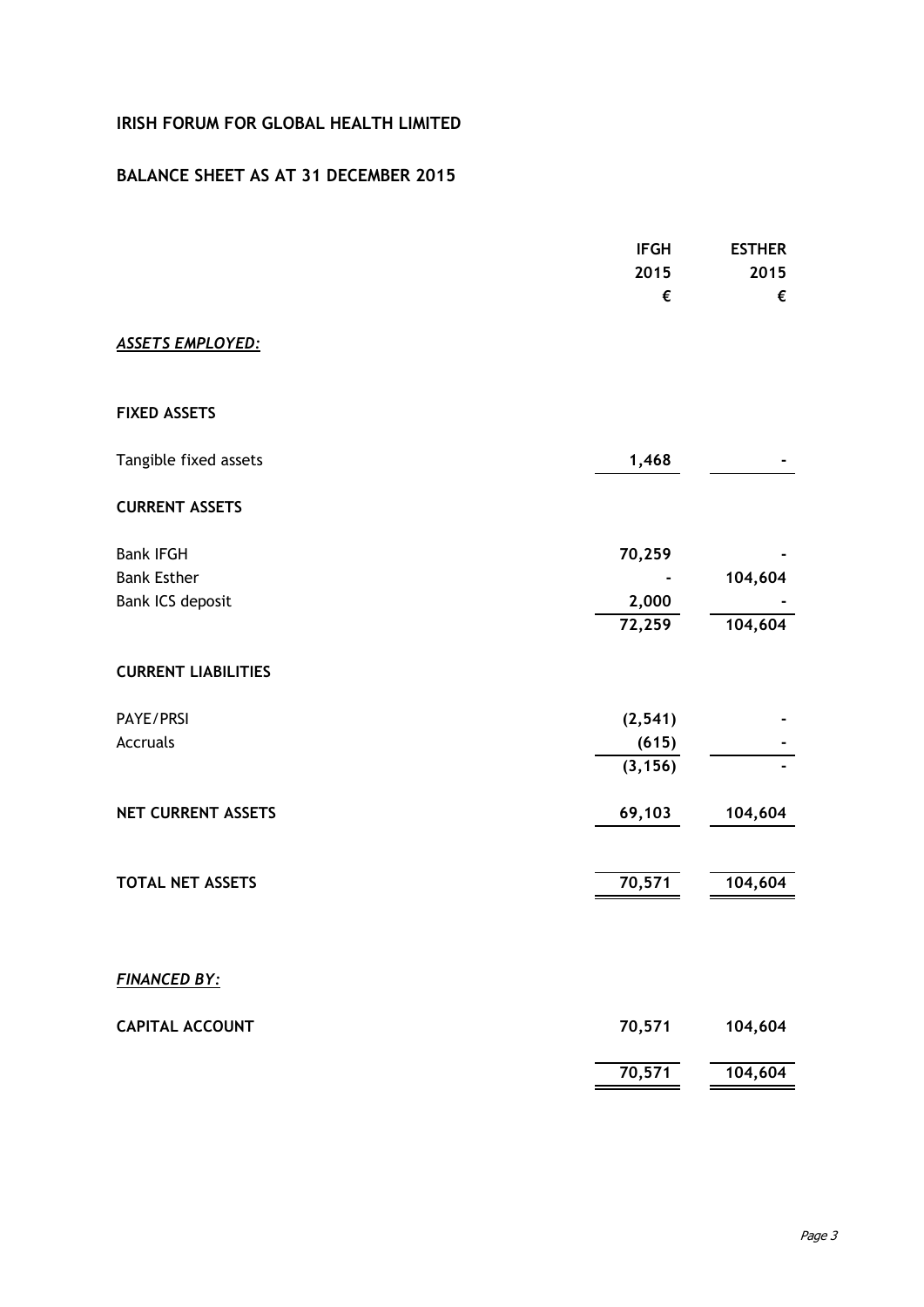# IRISH FORUM FOR GLOBAL HEALTH LIMITED

## BALANCE SHEET AS AT 31 DECEMBER 2015

| | IFGH 2015 € | ESTHER 2015 € |
|---|---|---|
| ***ASSETS EMPLOYED:*** | | |
| **FIXED ASSETS** | | |
| Tangible fixed assets | **1,468** | - |
| **CURRENT ASSETS** | | |
| Bank IFGH | **70,259** | - |
| Bank Esther | - | **104,604** |
| Bank ICS deposit | **2,000** | - |
| | **72,259** | **104,604** |
| **CURRENT LIABILITIES** | | |
| PAYE/PRSI | **(2,541)** | - |
| Accruals | **(615)** | - |
| | **(3,156)** | - |
| **NET CURRENT ASSETS** | **69,103** | **104,604** |
| **TOTAL NET ASSETS** | **70,571** | **104,604** |
| ***FINANCED BY:*** | | |
| **CAPITAL ACCOUNT** | **70,571** | **104,604** |
| | **70,571** | **104,604** |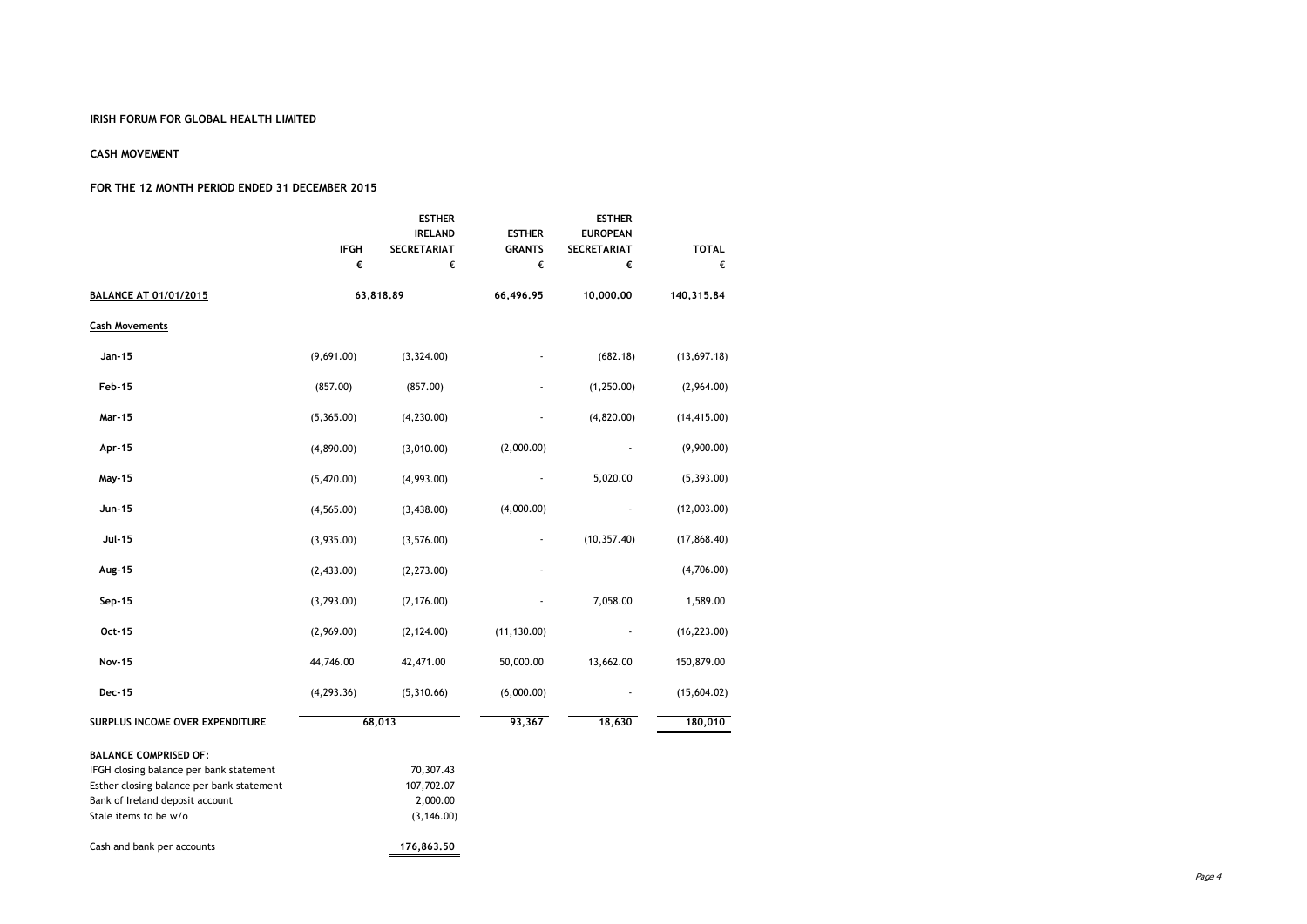**IRISH FORUM FOR GLOBAL HEALTH LIMITED**

**CASH MOVEMENT**

**FOR THE 12 MONTH PERIOD ENDED 31 DECEMBER 2015**

| | IFGH | ESTHER IRELAND SECRETARIAT | ESTHER GRANTS | ESTHER EUROPEAN SECRETARIAT | TOTAL |
|---|---|---|---|---|---|
| | € | € | € | € | € |
| **BALANCE AT 01/01/2015** | 63,818.89 | | 66,496.95 | 10,000.00 | 140,315.84 |
| **Cash Movements** | | | | | |
| **Jan-15** | (9,691.00) | (3,324.00) | - | (682.18) | (13,697.18) |
| **Feb-15** | (857.00) | (857.00) | - | (1,250.00) | (2,964.00) |
| **Mar-15** | (5,365.00) | (4,230.00) | - | (4,820.00) | (14,415.00) |
| **Apr-15** | (4,890.00) | (3,010.00) | (2,000.00) | - | (9,900.00) |
| **May-15** | (5,420.00) | (4,993.00) | - | 5,020.00 | (5,393.00) |
| **Jun-15** | (4,565.00) | (3,438.00) | (4,000.00) | - | (12,003.00) |
| **Jul-15** | (3,935.00) | (3,576.00) | - | (10,357.40) | (17,868.40) |
| **Aug-15** | (2,433.00) | (2,273.00) | - | | (4,706.00) |
| **Sep-15** | (3,293.00) | (2,176.00) | - | 7,058.00 | 1,589.00 |
| **Oct-15** | (2,969.00) | (2,124.00) | (11,130.00) | - | (16,223.00) |
| **Nov-15** | 44,746.00 | 42,471.00 | 50,000.00 | 13,662.00 | 150,879.00 |
| **Dec-15** | (4,293.36) | (5,310.66) | (6,000.00) | - | (15,604.02) |
| **SURPLUS INCOME OVER EXPENDITURE** | 68,013 | | 93,367 | 18,630 | 180,010 |

**BALANCE COMPRISED OF:**

| | |
|---|---|
| IFGH closing balance per bank statement | 70,307.43 |
| Esther closing balance per bank statement | 107,702.07 |
| Bank of Ireland deposit account | 2,000.00 |
| Stale items to be w/o | (3,146.00) |
| Cash and bank per accounts | 176,863.50 |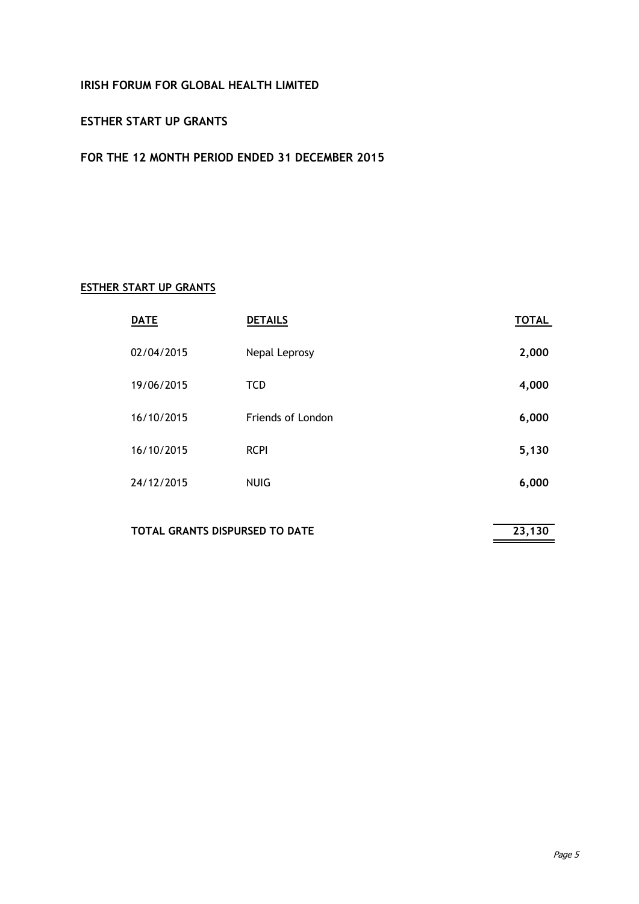**IRISH FORUM FOR GLOBAL HEALTH LIMITED**

**ESTHER START UP GRANTS**

**FOR THE 12 MONTH PERIOD ENDED 31 DECEMBER 2015**

**ESTHER START UP GRANTS**

| DATE | DETAILS | TOTAL |
|---|---|---|
| 02/04/2015 | Nepal Leprosy | **2,000** |
| 19/06/2015 | TCD | **4,000** |
| 16/10/2015 | Friends of London | **6,000** |
| 16/10/2015 | RCPI | **5,130** |
| 24/12/2015 | NUIG | **6,000** |
| **TOTAL GRANTS DISPURSED TO DATE** | | **23,130** |